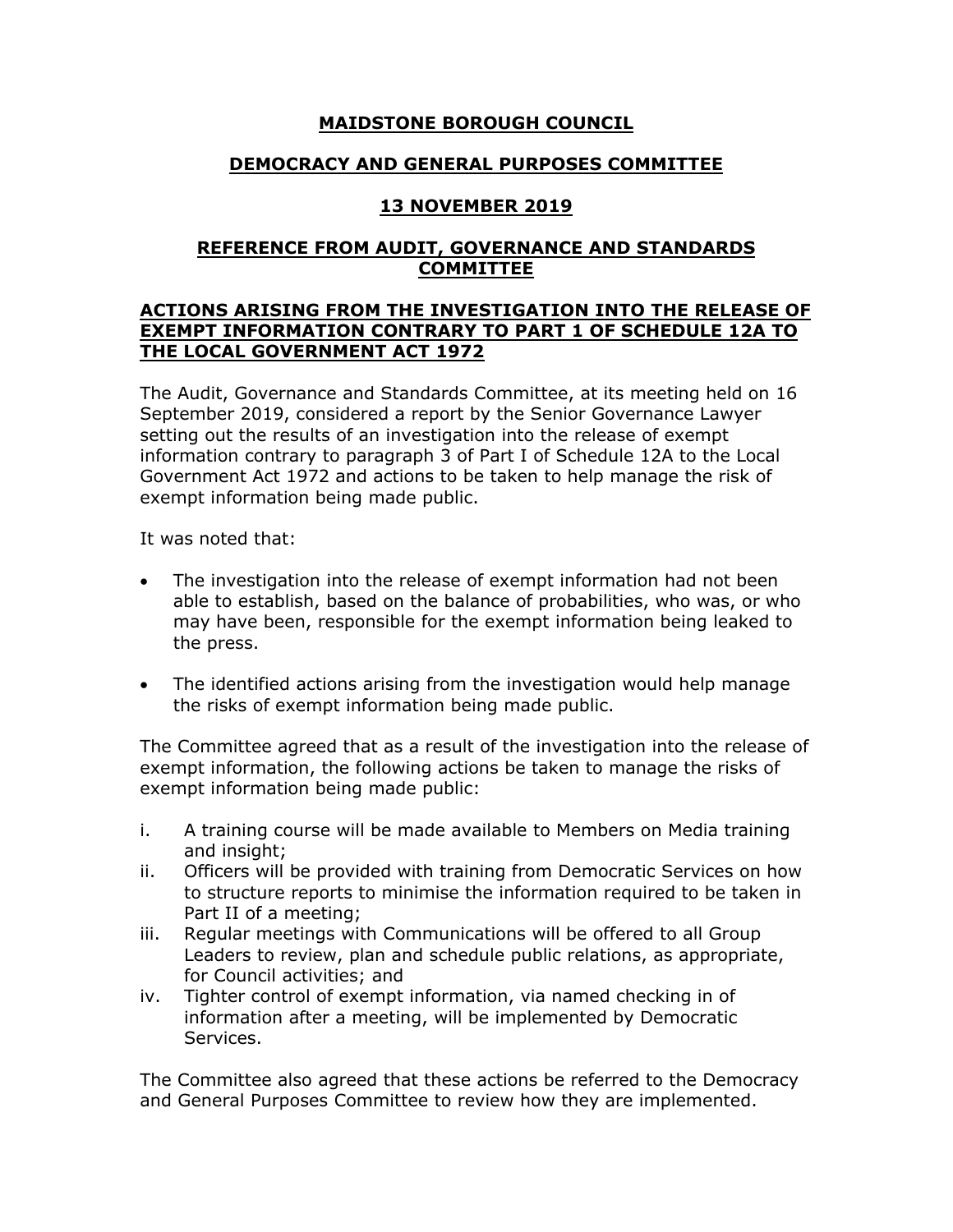# MAIDSTONE BOROUGH COUNCIL

## DEMOCRACY AND GENERAL PURPOSES COMMITTEE

## 13 NOVEMBER 2019

## REFERENCE FROM AUDIT, GOVERNANCE AND STANDARDS COMMITTEE

### ACTIONS ARISING FROM THE INVESTIGATION INTO THE RELEASE OF EXEMPT INFORMATION CONTRARY TO PART 1 OF SCHEDULE 12A TO THE LOCAL GOVERNMENT ACT 1972

The Audit, Governance and Standards Committee, at its meeting held on 16 September 2019, considered a report by the Senior Governance Lawyer setting out the results of an investigation into the release of exempt information contrary to paragraph 3 of Part I of Schedule 12A to the Local Government Act 1972 and actions to be taken to help manage the risk of exempt information being made public.

It was noted that:

- The investigation into the release of exempt information had not been able to establish, based on the balance of probabilities, who was, or who may have been, responsible for the exempt information being leaked to the press.
- The identified actions arising from the investigation would help manage the risks of exempt information being made public.

The Committee agreed that as a result of the investigation into the release of exempt information, the following actions be taken to manage the risks of exempt information being made public:

i. A training course will be made available to Members on Media training and insight;
ii. Officers will be provided with training from Democratic Services on how to structure reports to minimise the information required to be taken in Part II of a meeting;
iii. Regular meetings with Communications will be offered to all Group Leaders to review, plan and schedule public relations, as appropriate, for Council activities; and
iv. Tighter control of exempt information, via named checking in of information after a meeting, will be implemented by Democratic Services.

The Committee also agreed that these actions be referred to the Democracy and General Purposes Committee to review how they are implemented.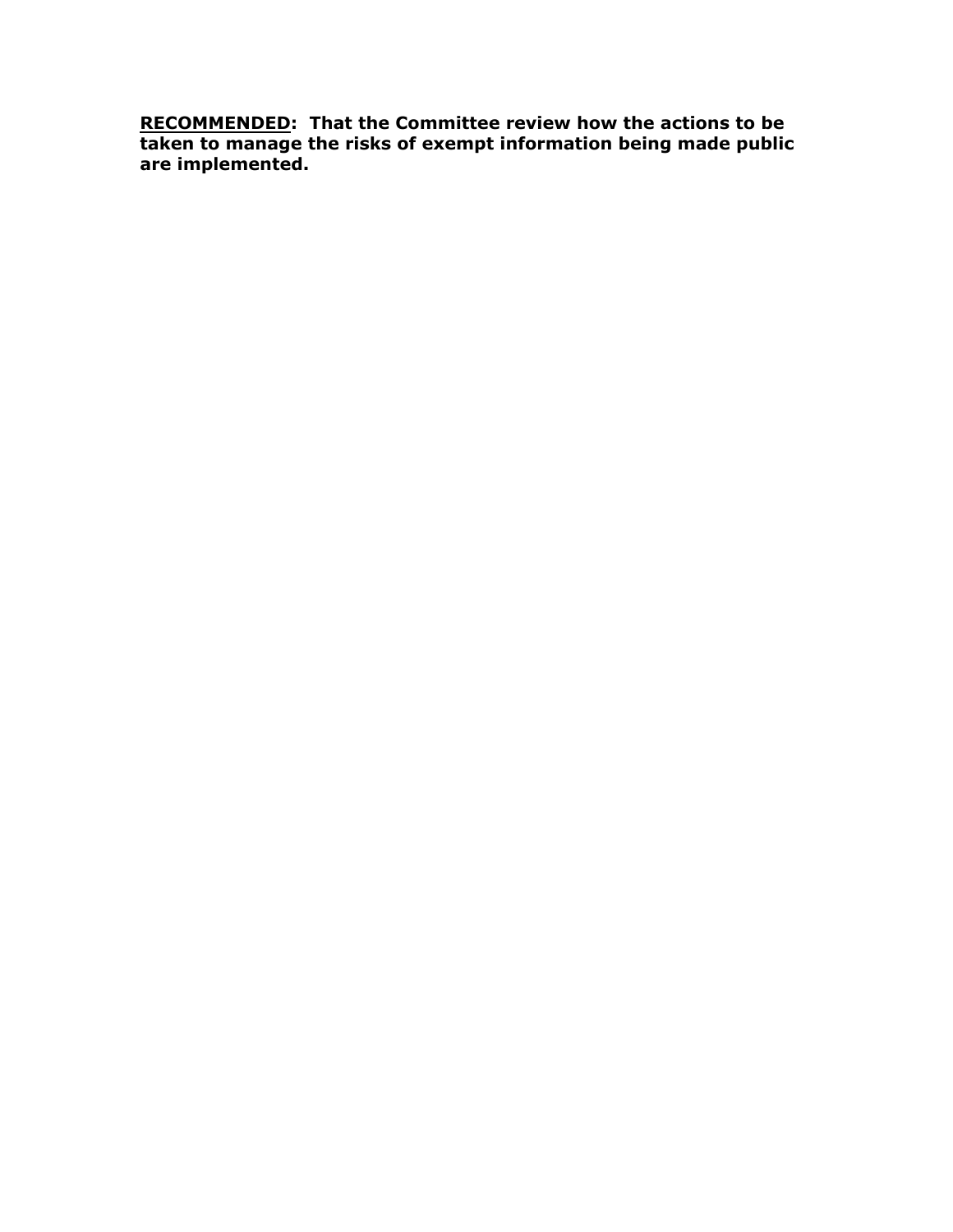**<u>RECOMMENDED</u>: That the Committee review how the actions to be taken to manage the risks of exempt information being made public are implemented.**